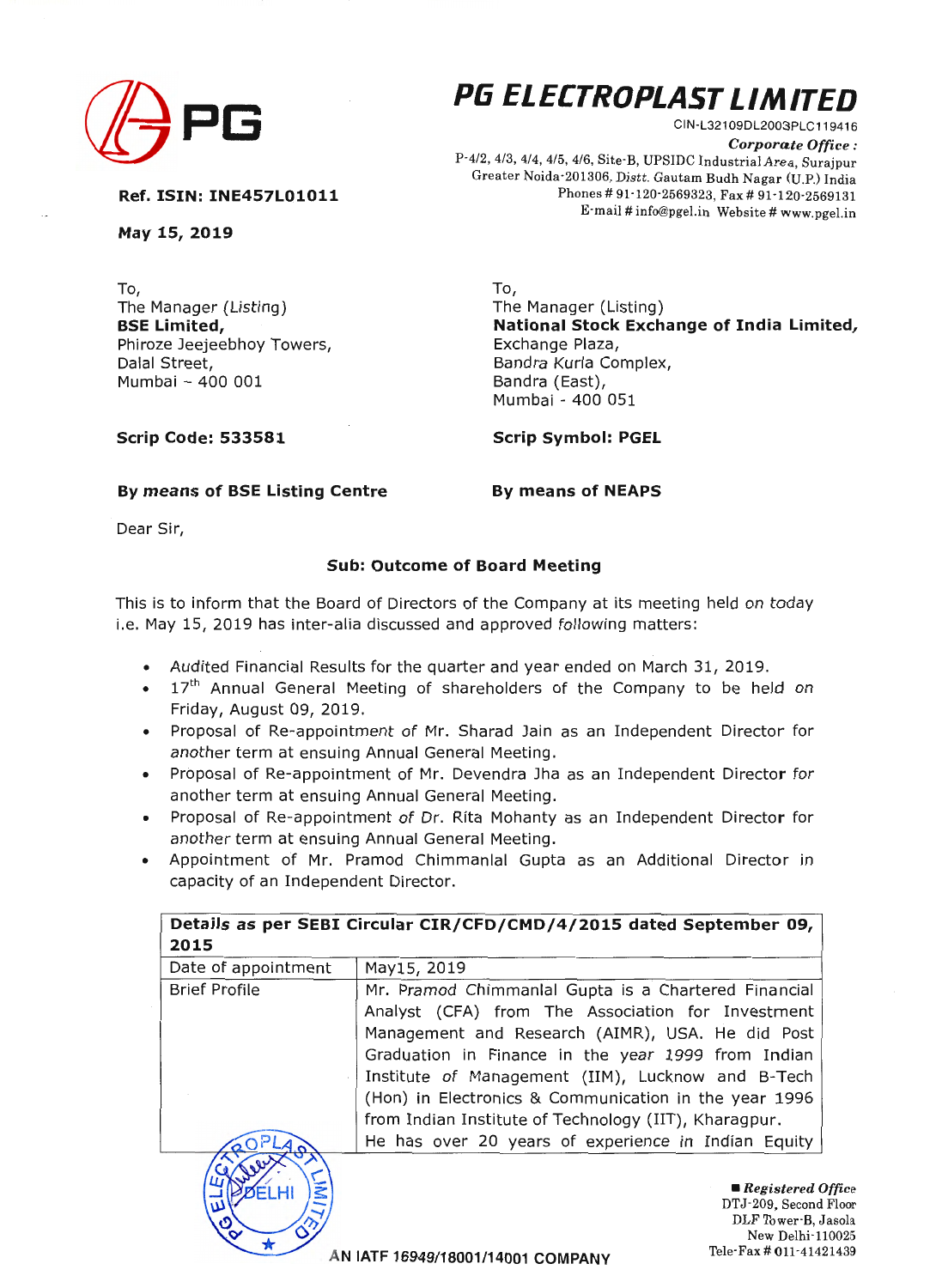# PG ELECTROPLAST LIMITED

CIN-L32109DL2003PLC119416

***Corporate Office :***
P-4/2, 4/3, 4/4, 4/5, 4/6, Site-B, UPSIDC Industrial Area, Surajpur
Greater Noida-201306, Distt. Gautam Budh Nagar (U.P.) India
Phones # 91-120-2569323, Fax # 91-120-2569131
E-mail # info@pgel.in Website # www.pgel.in

**Ref. ISIN: INE457L01011**

**May 15, 2019**

To,
The Manager (Listing)
**BSE Limited,**
Phiroze Jeejeebhoy Towers,
Dalal Street,
Mumbai – 400 001

**Scrip Code: 533581**

**By means of BSE Listing Centre**

To,
The Manager (Listing)
**National Stock Exchange of India Limited,**
Exchange Plaza,
Bandra Kurla Complex,
Bandra (East),
Mumbai - 400 051

**Scrip Symbol: PGEL**

**By means of NEAPS**

Dear Sir,

**Sub: Outcome of Board Meeting**

This is to inform that the Board of Directors of the Company at its meeting held on today i.e. May 15, 2019 has inter-alia discussed and approved following matters:

- Audited Financial Results for the quarter and year ended on March 31, 2019.
- 17th Annual General Meeting of shareholders of the Company to be held on Friday, August 09, 2019.
- Proposal of Re-appointment of Mr. Sharad Jain as an Independent Director for another term at ensuing Annual General Meeting.
- Proposal of Re-appointment of Mr. Devendra Jha as an Independent Director for another term at ensuing Annual General Meeting.
- Proposal of Re-appointment of Dr. Rita Mohanty as an Independent Director for another term at ensuing Annual General Meeting.
- Appointment of Mr. Pramod Chimmanlal Gupta as an Additional Director in capacity of an Independent Director.

| **Details as per SEBI Circular CIR/CFD/CMD/4/2015 dated September 09, 2015** | |
|---|---|
| Date of appointment | May15, 2019 |
| Brief Profile | Mr. Pramod Chimmanlal Gupta is a Chartered Financial Analyst (CFA) from The Association for Investment Management and Research (AIMR), USA. He did Post Graduation in Finance in the year 1999 from Indian Institute of Management (IIM), Lucknow and B-Tech (Hon) in Electronics & Communication in the year 1996 from Indian Institute of Technology (IIT), Kharagpur. He has over 20 years of experience in Indian Equity |

AN IATF 16949/18001/14001 COMPANY

■ ***Registered Office***
DTJ-209, Second Floor
DLF Tower-B, Jasola
New Delhi-110025
Tele-Fax # 011-41421439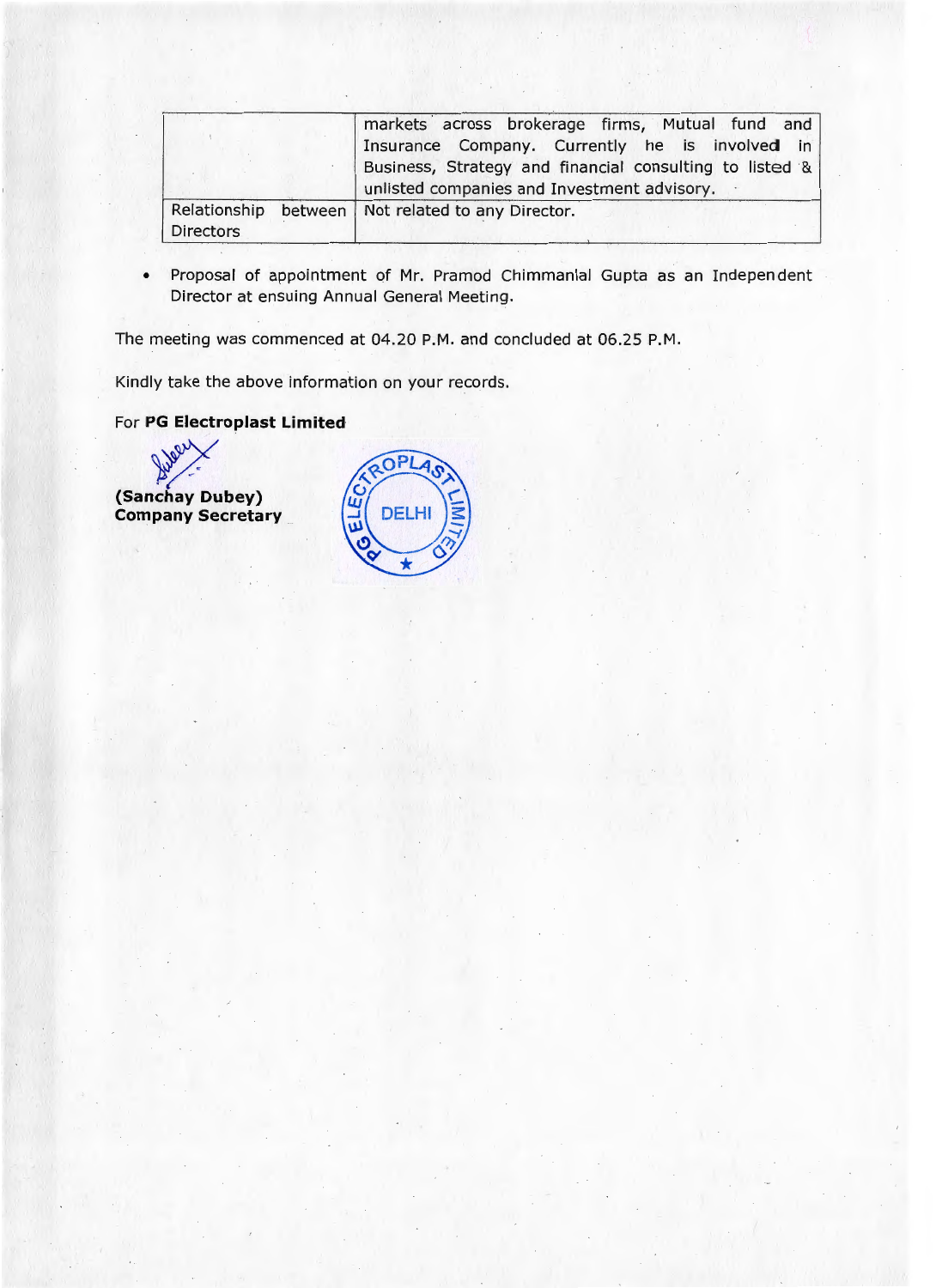| | |
|---|---|
| | markets across brokerage firms, Mutual fund and Insurance Company. Currently he is involved in Business, Strategy and financial consulting to listed & unlisted companies and Investment advisory. |
| Relationship between Directors | Not related to any Director. |

- Proposal of appointment of Mr. Pramod Chimmanlal Gupta as an Independent Director at ensuing Annual General Meeting.

The meeting was commenced at 04.20 P.M. and concluded at 06.25 P.M.

Kindly take the above information on your records.

For **PG Electroplast Limited**

**(Sanchay Dubey)**
**Company Secretary**